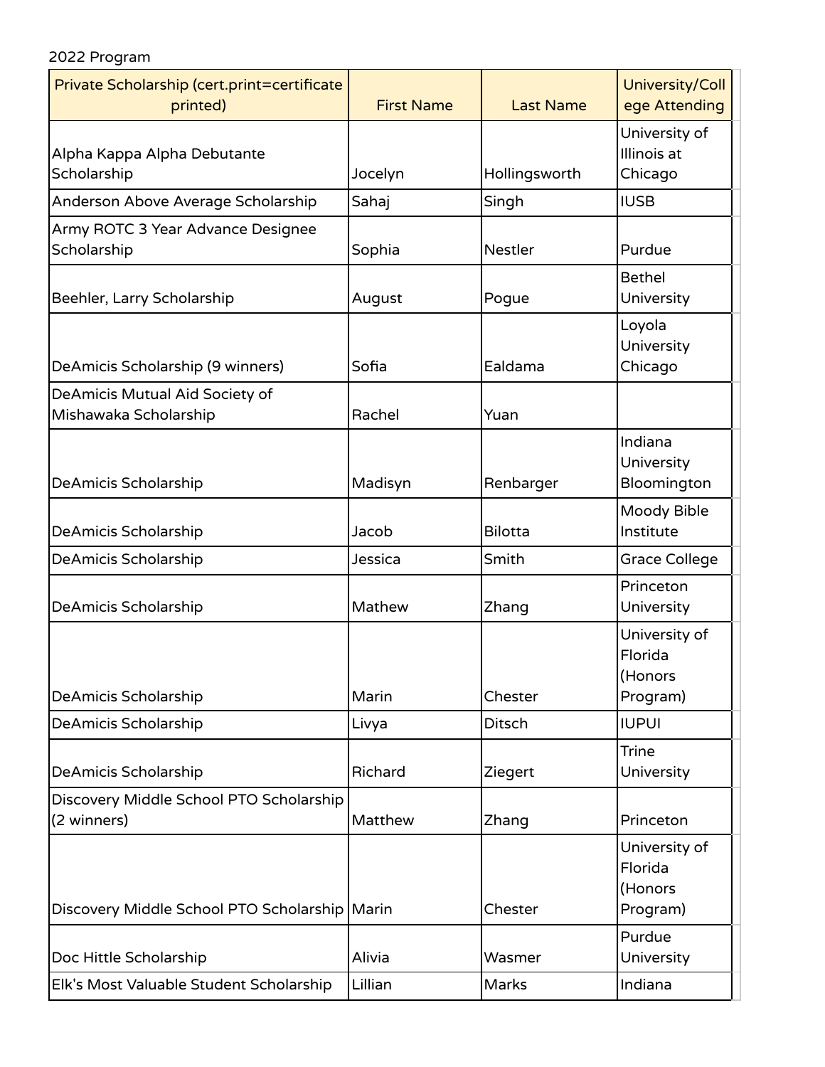2022 Program

| Private Scholarship (cert.print=certificate printed) | First Name | Last Name | University/College Attending |
| --- | --- | --- | --- |
| Alpha Kappa Alpha Debutante Scholarship | Jocelyn | Hollingsworth | University of Illinois at Chicago |
| Anderson Above Average Scholarship | Sahaj | Singh | IUSB |
| Army ROTC 3 Year Advance Designee Scholarship | Sophia | Nestler | Purdue |
| Beehler, Larry Scholarship | August | Pogue | Bethel University |
| DeAmicis Scholarship (9 winners) | Sofia | Ealdama | Loyola University Chicago |
| DeAmicis Mutual Aid Society of Mishawaka Scholarship | Rachel | Yuan | |
| DeAmicis Scholarship | Madisyn | Renbarger | Indiana University Bloomington |
| DeAmicis Scholarship | Jacob | Bilotta | Moody Bible Institute |
| DeAmicis Scholarship | Jessica | Smith | Grace College |
| DeAmicis Scholarship | Mathew | Zhang | Princeton University |
| DeAmicis Scholarship | Marin | Chester | University of Florida (Honors Program) |
| DeAmicis Scholarship | Livya | Ditsch | IUPUI |
| DeAmicis Scholarship | Richard | Ziegert | Trine University |
| Discovery Middle School PTO Scholarship (2 winners) | Matthew | Zhang | Princeton |
| Discovery Middle School PTO Scholarship | Marin | Chester | University of Florida (Honors Program) |
| Doc Hittle Scholarship | Alivia | Wasmer | Purdue University |
| Elk's Most Valuable Student Scholarship | Lillian | Marks | Indiana |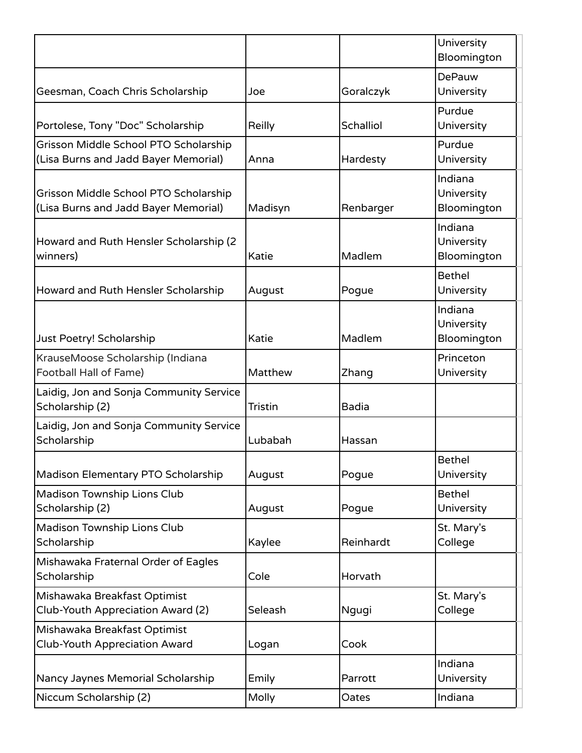| | | | |
|---|---|---|---|
| | | | University Bloomington |
| Geesman, Coach Chris Scholarship | Joe | Goralczyk | DePauw University |
| Portolese, Tony "Doc" Scholarship | Reilly | Schalliol | Purdue University |
| Grisson Middle School PTO Scholarship (Lisa Burns and Jadd Bayer Memorial) | Anna | Hardesty | Purdue University |
| Grisson Middle School PTO Scholarship (Lisa Burns and Jadd Bayer Memorial) | Madisyn | Renbarger | Indiana University Bloomington |
| Howard and Ruth Hensler Scholarship (2 winners) | Katie | Madlem | Indiana University Bloomington |
| Howard and Ruth Hensler Scholarship | August | Pogue | Bethel University |
| Just Poetry! Scholarship | Katie | Madlem | Indiana University Bloomington |
| KrauseMoose Scholarship (Indiana Football Hall of Fame) | Matthew | Zhang | Princeton University |
| Laidig, Jon and Sonja Community Service Scholarship (2) | Tristin | Badia | |
| Laidig, Jon and Sonja Community Service Scholarship | Lubabah | Hassan | |
| Madison Elementary PTO Scholarship | August | Pogue | Bethel University |
| Madison Township Lions Club Scholarship (2) | August | Pogue | Bethel University |
| Madison Township Lions Club Scholarship | Kaylee | Reinhardt | St. Mary's College |
| Mishawaka Fraternal Order of Eagles Scholarship | Cole | Horvath | |
| Mishawaka Breakfast Optimist Club-Youth Appreciation Award (2) | Seleash | Ngugi | St. Mary's College |
| Mishawaka Breakfast Optimist Club-Youth Appreciation Award | Logan | Cook | |
| Nancy Jaynes Memorial Scholarship | Emily | Parrott | Indiana University |
| Niccum Scholarship (2) | Molly | Oates | Indiana |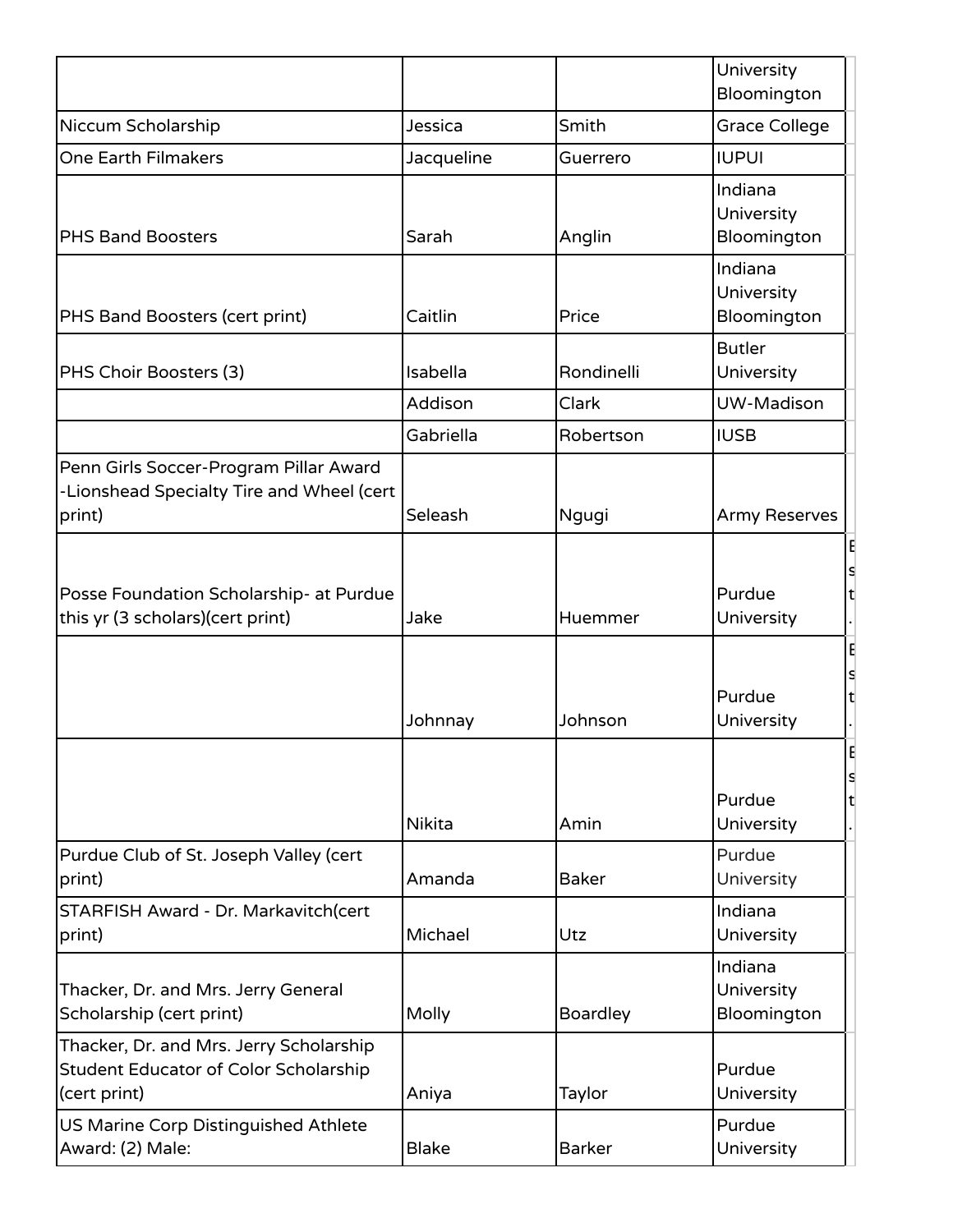| | | | |
|---|---|---|---|
| | | | University Bloomington |
| Niccum Scholarship | Jessica | Smith | Grace College |
| One Earth Filmakers | Jacqueline | Guerrero | IUPUI |
| PHS Band Boosters | Sarah | Anglin | Indiana University Bloomington |
| PHS Band Boosters (cert print) | Caitlin | Price | Indiana University Bloomington |
| PHS Choir Boosters (3) | Isabella | Rondinelli | Butler University |
| | Addison | Clark | UW-Madison |
| | Gabriella | Robertson | IUSB |
| Penn Girls Soccer-Program Pillar Award -Lionshead Specialty Tire and Wheel (cert print) | Seleash | Ngugi | Army Reserves |
| Posse Foundation Scholarship- at Purdue this yr (3 scholars)(cert print) | Jake | Huemmer | Purdue University |
| | Johnnay | Johnson | Purdue University |
| | Nikita | Amin | Purdue University |
| Purdue Club of St. Joseph Valley (cert print) | Amanda | Baker | Purdue University |
| STARFISH Award - Dr. Markavitch(cert print) | Michael | Utz | Indiana University |
| Thacker, Dr. and Mrs. Jerry General Scholarship (cert print) | Molly | Boardley | Indiana University Bloomington |
| Thacker, Dr. and Mrs. Jerry Scholarship Student Educator of Color Scholarship (cert print) | Aniya | Taylor | Purdue University |
| US Marine Corp Distinguished Athlete Award: (2) Male: | Blake | Barker | Purdue University |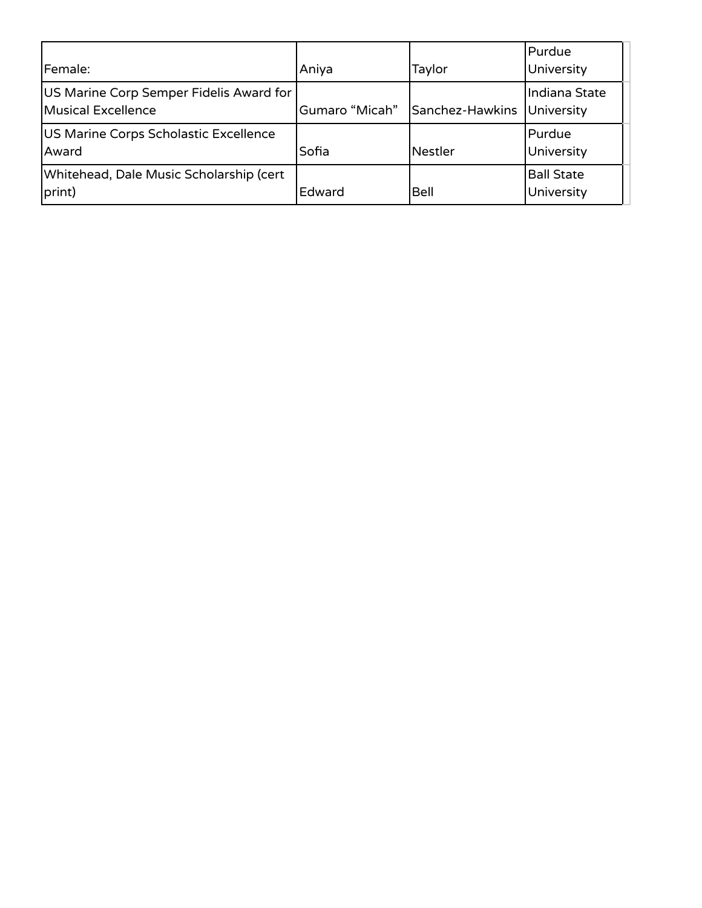| | | | |
|---|---|---|---|
| Female: | Aniya | Taylor | Purdue University |
| US Marine Corp Semper Fidelis Award for Musical Excellence | Gumaro “Micah” | Sanchez-Hawkins | Indiana State University |
| US Marine Corps Scholastic Excellence Award | Sofia | Nestler | Purdue University |
| Whitehead, Dale Music Scholarship (cert print) | Edward | Bell | Ball State University |